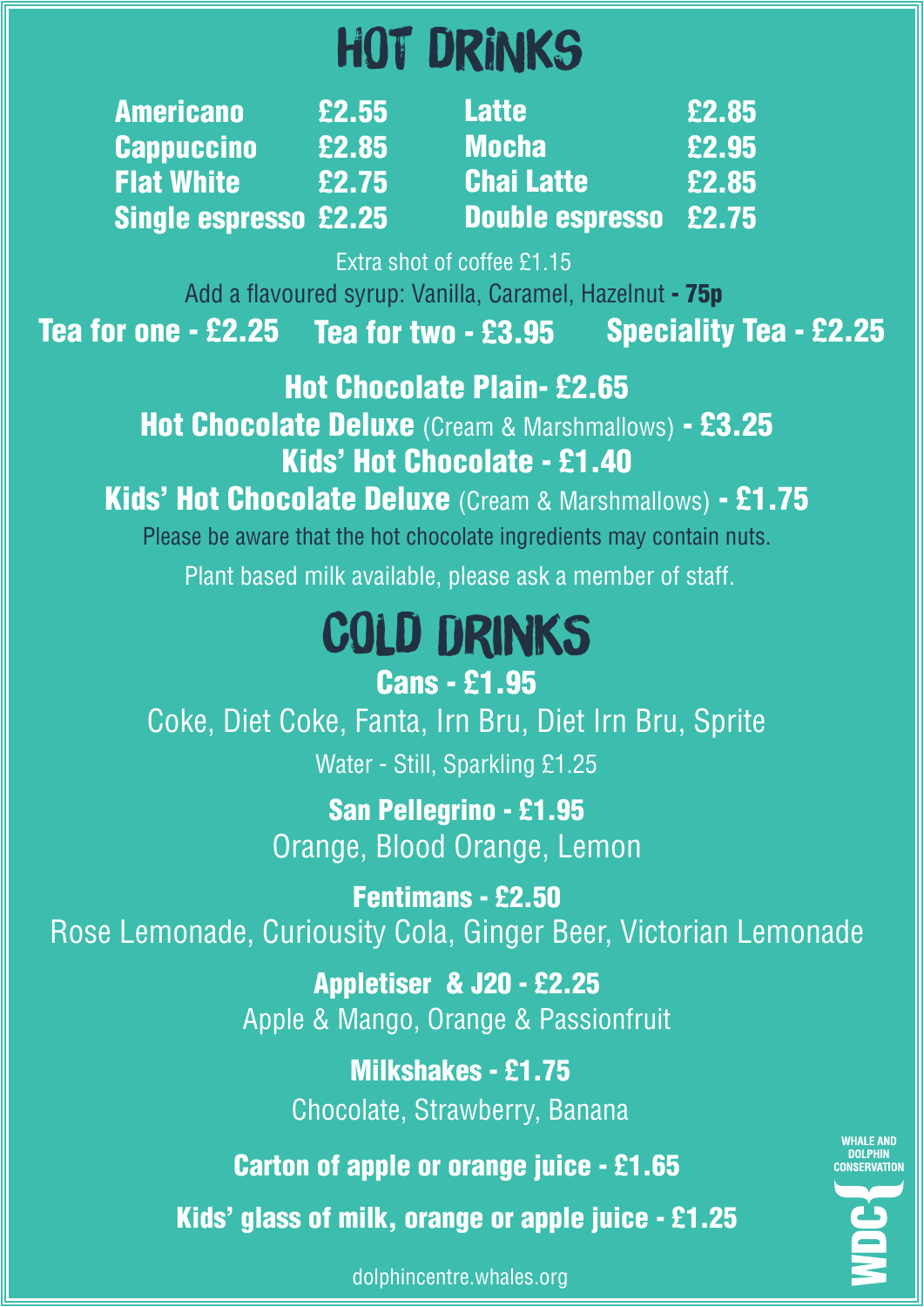# HOT DRINKS

| | | | |
|---|---|---|---|
| **Americano** | **£2.55** | **Latte** | **£2.85** |
| **Cappuccino** | **£2.85** | **Mocha** | **£2.95** |
| **Flat White** | **£2.75** | **Chai Latte** | **£2.85** |
| **Single espresso** | **£2.25** | **Double espresso** | **£2.75** |

Extra shot of coffee £1.15

Add a flavoured syrup: Vanilla, Caramel, Hazelnut **- 75p**

**Tea for one - £2.25** **Tea for two - £3.95** **Speciality Tea - £2.25**

**Hot Chocolate Plain- £2.65**

**Hot Chocolate Deluxe** (Cream & Marshmallows) **- £3.25**

**Kids' Hot Chocolate - £1.40**

**Kids' Hot Chocolate Deluxe** (Cream & Marshmallows) **- £1.75**

Please be aware that the hot chocolate ingredients may contain nuts.

Plant based milk available, please ask a member of staff.

# COLD DRINKS

**Cans - £1.95**

Coke, Diet Coke, Fanta, Irn Bru, Diet Irn Bru, Sprite

Water - Still, Sparkling £1.25

**San Pellegrino - £1.95**

Orange, Blood Orange, Lemon

**Fentimans - £2.50**

Rose Lemonade, Curiousity Cola, Ginger Beer, Victorian Lemonade

**Appletiser & J20 - £2.25**

Apple & Mango, Orange & Passionfruit

**Milkshakes - £1.75**

Chocolate, Strawberry, Banana

**Carton of apple or orange juice - £1.65**

**Kids' glass of milk, orange or apple juice - £1.25**

dolphincentre.whales.org

WHALE AND DOLPHIN CONSERVATION

WDC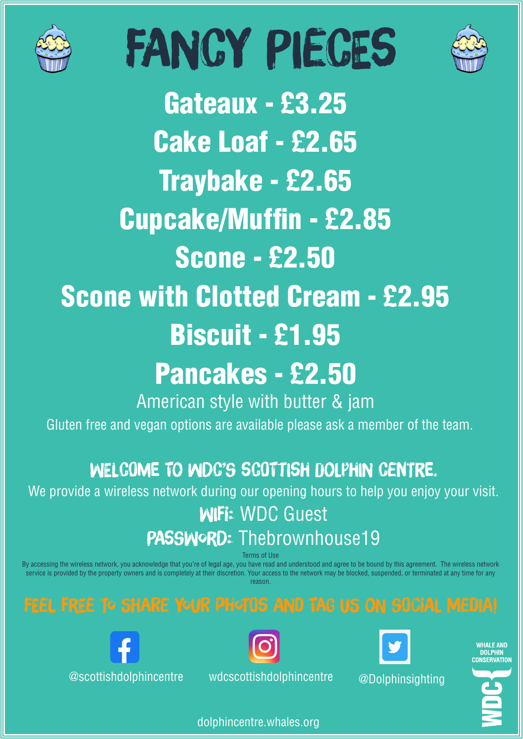# FANCY PIECES

**Gateaux - £3.25**

**Cake Loaf - £2.65**

**Traybake - £2.65**

**Cupcake/Muffin - £2.85**

**Scone - £2.50**

**Scone with Clotted Cream - £2.95**

**Biscuit - £1.95**

**Pancakes - £2.50**

American style with butter & jam

Gluten free and vegan options are available please ask a member of the team.

## WELCOME TO WDC'S SCOTTISH DOLPHIN CENTRE.

We provide a wireless network during our opening hours to help you enjoy your visit.

**WIFI:** WDC Guest

**PASSWORD:** Thebrownhouse19

Terms of Use

By accessing the wireless network, you acknowledge that you're of legal age, you have read and understood and agree to be bound by this agreement. The wireless network service is provided by the property owners and is completely at their discretion. Your access to the network may be blocked, suspended, or terminated at any time for any reason.

## FEEL FREE TO SHARE YOUR PHOTOS AND TAG US ON SOCIAL MEDIA!

@scottishdolphincentre

wdcscottishdolphincentre

@Dolphinsighting

WHALE AND DOLPHIN CONSERVATION

WDC

dolphincentre.whales.org